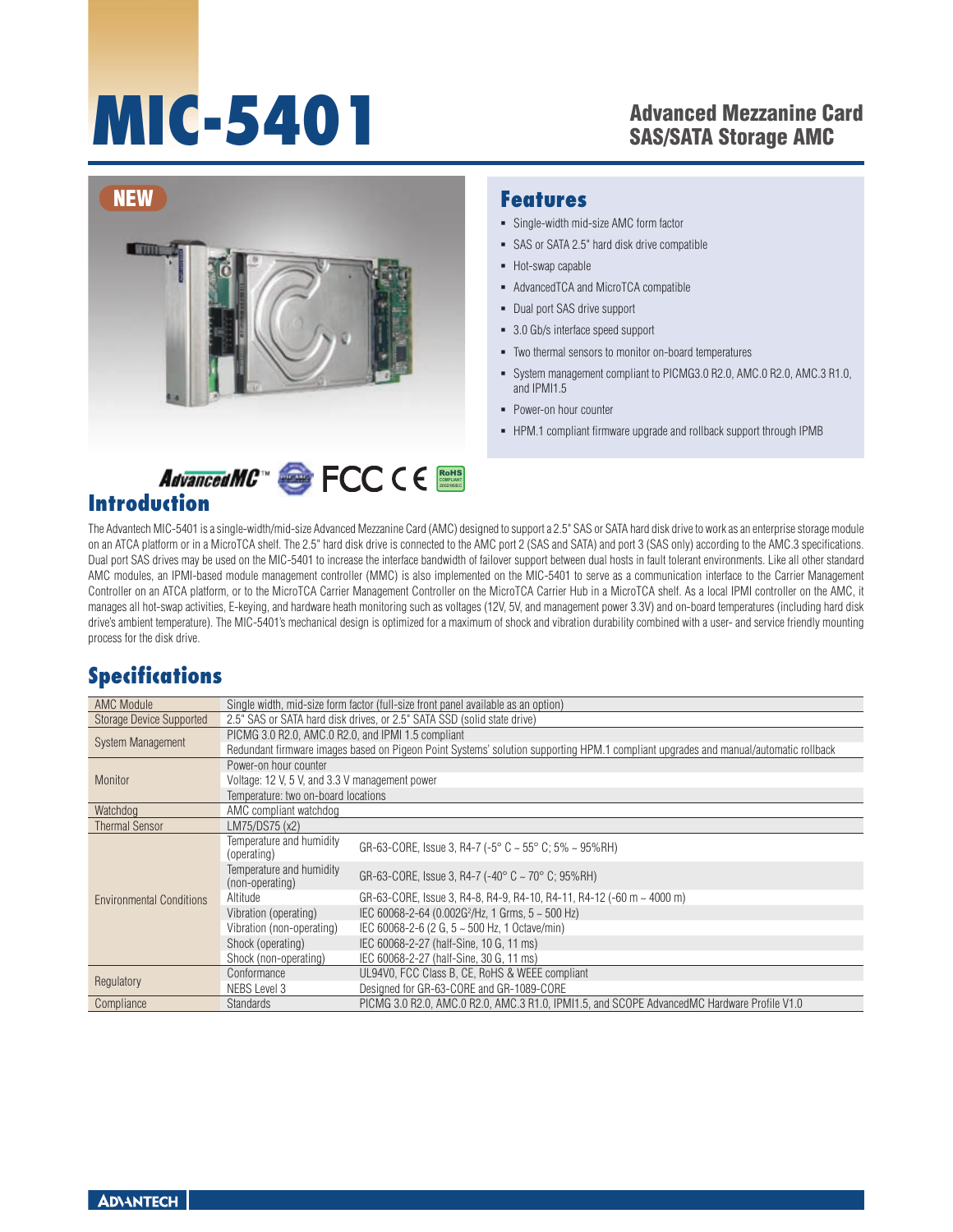# MIC-5401

## Advanced Mezzanine Card
## SAS/SATA Storage AMC

NEW

## Features

- Single-width mid-size AMC form factor
- SAS or SATA 2.5" hard disk drive compatible
- Hot-swap capable
- AdvancedTCA and MicroTCA compatible
- Dual port SAS drive support
- 3.0 Gb/s interface speed support
- Two thermal sensors to monitor on-board temperatures
- System management compliant to PICMG3.0 R2.0, AMC.0 R2.0, AMC.3 R1.0, and IPMI1.5
- Power-on hour counter
- HPM.1 compliant firmware upgrade and rollback support through IPMB

## Introduction

The Advantech MIC-5401 is a single-width/mid-size Advanced Mezzanine Card (AMC) designed to support a 2.5" SAS or SATA hard disk drive to work as an enterprise storage module on an ATCA platform or in a MicroTCA shelf. The 2.5" hard disk drive is connected to the AMC port 2 (SAS and SATA) and port 3 (SAS only) according to the AMC.3 specifications. Dual port SAS drives may be used on the MIC-5401 to increase the interface bandwidth of failover support between dual hosts in fault tolerant environments. Like all other standard AMC modules, an IPMI-based module management controller (MMC) is also implemented on the MIC-5401 to serve as a communication interface to the Carrier Management Controller on an ATCA platform, or to the MicroTCA Carrier Management Controller on the MicroTCA Carrier Hub in a MicroTCA shelf. As a local IPMI controller on the AMC, it manages all hot-swap activities, E-keying, and hardware heath monitoring such as voltages (12V, 5V, and management power 3.3V) and on-board temperatures (including hard disk drive's ambient temperature). The MIC-5401's mechanical design is optimized for a maximum of shock and vibration durability combined with a user- and service friendly mounting process for the disk drive.

## Specifications

| | | |
|---|---|---|
| AMC Module | Single width, mid-size form factor (full-size front panel available as an option) | |
| Storage Device Supported | 2.5" SAS or SATA hard disk drives, or 2.5" SATA SSD (solid state drive) | |
| System Management | PICMG 3.0 R2.0, AMC.0 R2.0, and IPMI 1.5 compliant | |
| | Redundant firmware images based on Pigeon Point Systems' solution supporting HPM.1 compliant upgrades and manual/automatic rollback | |
| Monitor | Power-on hour counter | |
| | Voltage: 12 V, 5 V, and 3.3 V management power | |
| | Temperature: two on-board locations | |
| Watchdog | AMC compliant watchdog | |
| Thermal Sensor | LM75/DS75 (x2) | |
| Environmental Conditions | Temperature and humidity (operating) | GR-63-CORE, Issue 3, R4-7 (-5° C ~ 55° C; 5% ~ 95%RH) |
| | Temperature and humidity (non-operating) | GR-63-CORE, Issue 3, R4-7 (-40° C ~ 70° C; 95%RH) |
| | Altitude | GR-63-CORE, Issue 3, R4-8, R4-9, R4-10, R4-11, R4-12 (-60 m ~ 4000 m) |
| | Vibration (operating) | IEC 60068-2-64 (0.002G²/Hz, 1 Grms, 5 ~ 500 Hz) |
| | Vibration (non-operating) | IEC 60068-2-6 (2 G, 5 ~ 500 Hz, 1 Octave/min) |
| | Shock (operating) | IEC 60068-2-27 (half-Sine, 10 G, 11 ms) |
| | Shock (non-operating) | IEC 60068-2-27 (half-Sine, 30 G, 11 ms) |
| Regulatory | Conformance | UL94V0, FCC Class B, CE, RoHS & WEEE compliant |
| | NEBS Level 3 | Designed for GR-63-CORE and GR-1089-CORE |
| Compliance | Standards | PICMG 3.0 R2.0, AMC.0 R2.0, AMC.3 R1.0, IPMI1.5, and SCOPE AdvancedMC Hardware Profile V1.0 |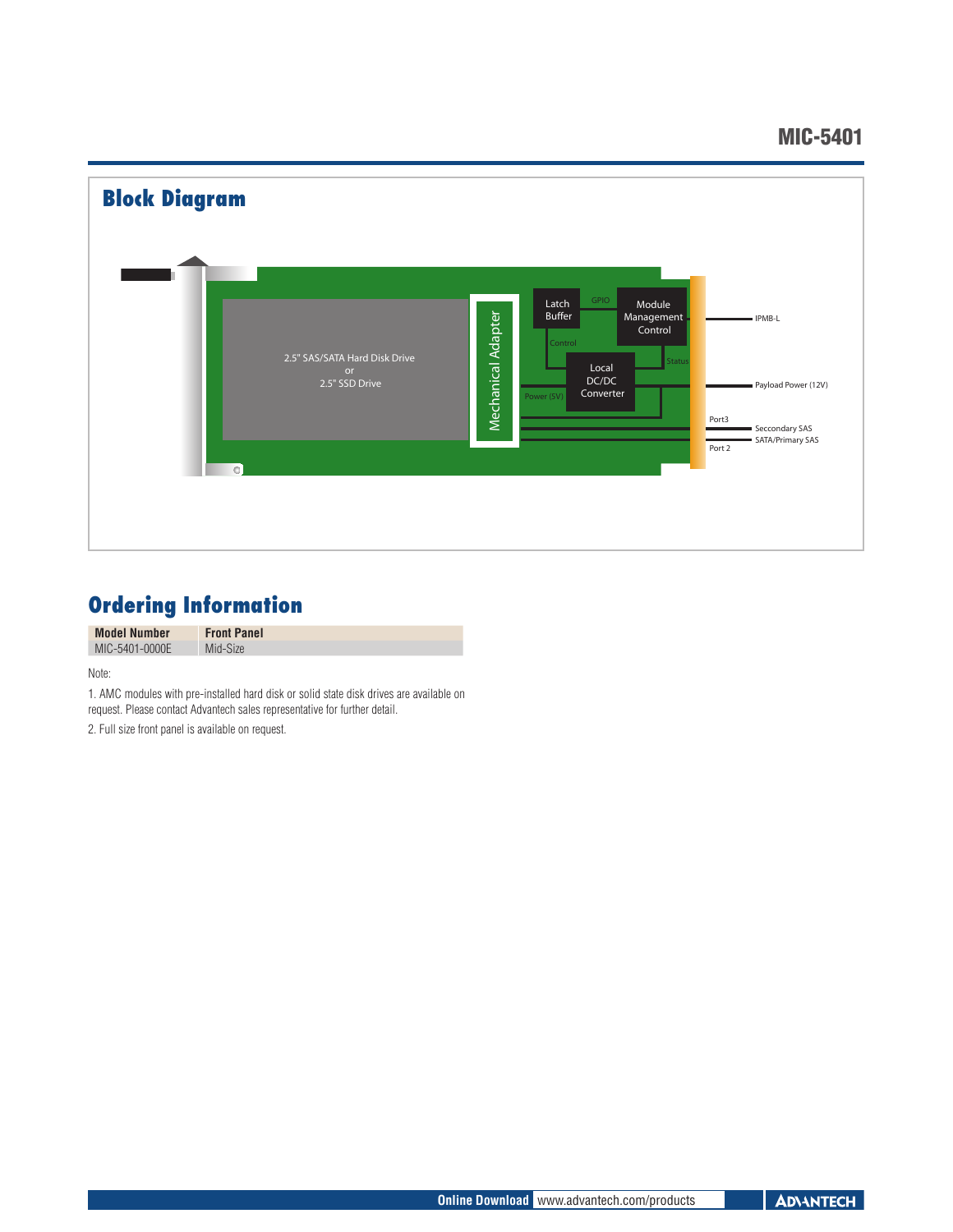## Block Diagram

2.5" SAS/SATA Hard Disk Drive
or
2.5" SSD Drive

Mechanical Adapter

Latch Buffer

GPIO

Module Management Control

Control

Status

Local DC/DC Converter

Power (5V)

IPMB-L

Payload Power (12V)

Port3

Seccondary SAS

SATA/Primary SAS

Port 2

## Ordering Information

| Model Number | Front Panel |
|---|---|
| MIC-5401-0000E | Mid-Size |

Note:

1. AMC modules with pre-installed hard disk or solid state disk drives are available on request. Please contact Advantech sales representative for further detail.
2. Full size front panel is available on request.